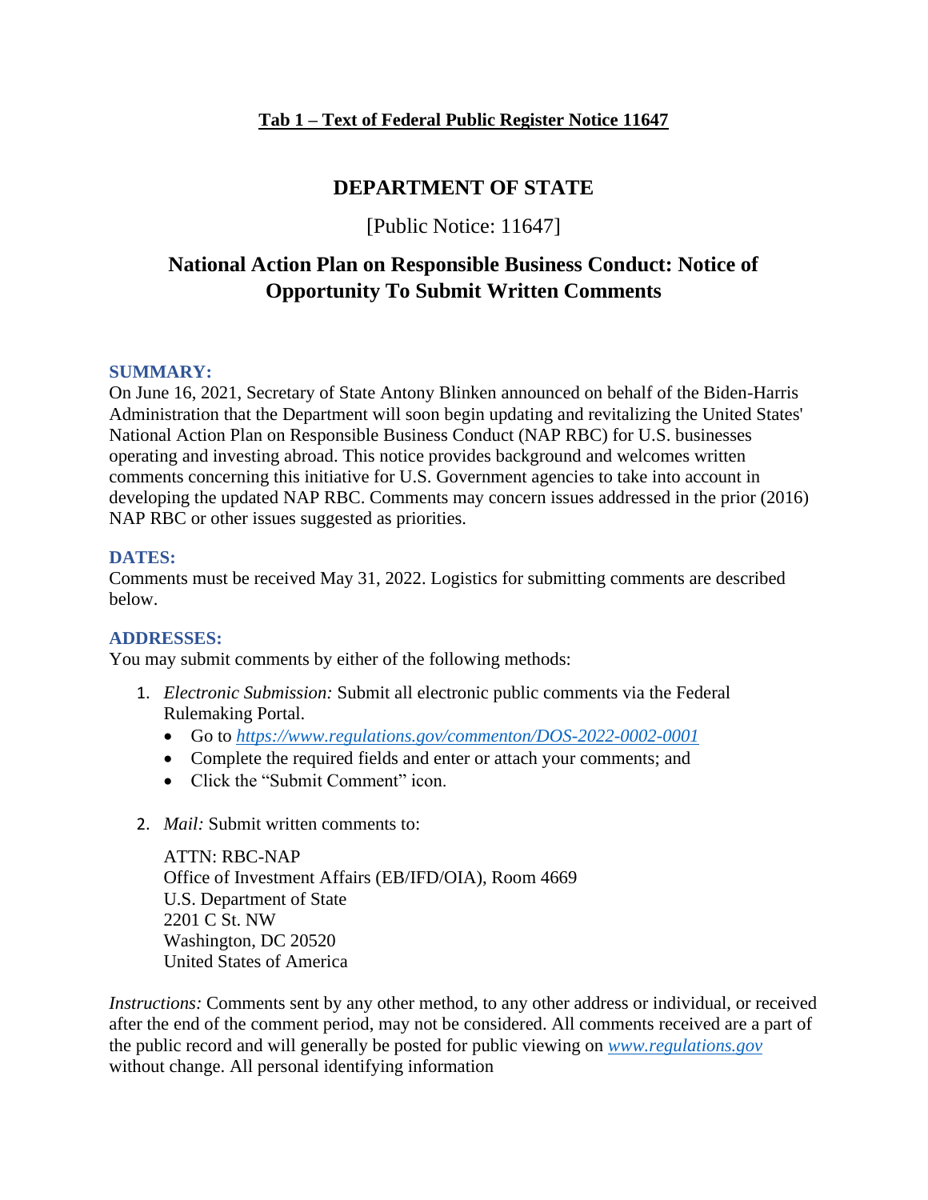**Tab 1 – Text of Federal Public Register Notice 11647**

# DEPARTMENT OF STATE

[Public Notice: 11647]

## National Action Plan on Responsible Business Conduct: Notice of Opportunity To Submit Written Comments

### SUMMARY:

On June 16, 2021, Secretary of State Antony Blinken announced on behalf of the Biden-Harris Administration that the Department will soon begin updating and revitalizing the United States' National Action Plan on Responsible Business Conduct (NAP RBC) for U.S. businesses operating and investing abroad. This notice provides background and welcomes written comments concerning this initiative for U.S. Government agencies to take into account in developing the updated NAP RBC. Comments may concern issues addressed in the prior (2016) NAP RBC or other issues suggested as priorities.

### DATES:

Comments must be received May 31, 2022. Logistics for submitting comments are described below.

### ADDRESSES:

You may submit comments by either of the following methods:

1. *Electronic Submission:* Submit all electronic public comments via the Federal Rulemaking Portal.
   - Go to *https://www.regulations.gov/commenton/DOS-2022-0002-0001*
   - Complete the required fields and enter or attach your comments; and
   - Click the "Submit Comment" icon.

2. *Mail:* Submit written comments to:

   ATTN: RBC-NAP
   Office of Investment Affairs (EB/IFD/OIA), Room 4669
   U.S. Department of State
   2201 C St. NW
   Washington, DC 20520
   United States of America

*Instructions:* Comments sent by any other method, to any other address or individual, or received after the end of the comment period, may not be considered. All comments received are a part of the public record and will generally be posted for public viewing on *www.regulations.gov* without change. All personal identifying information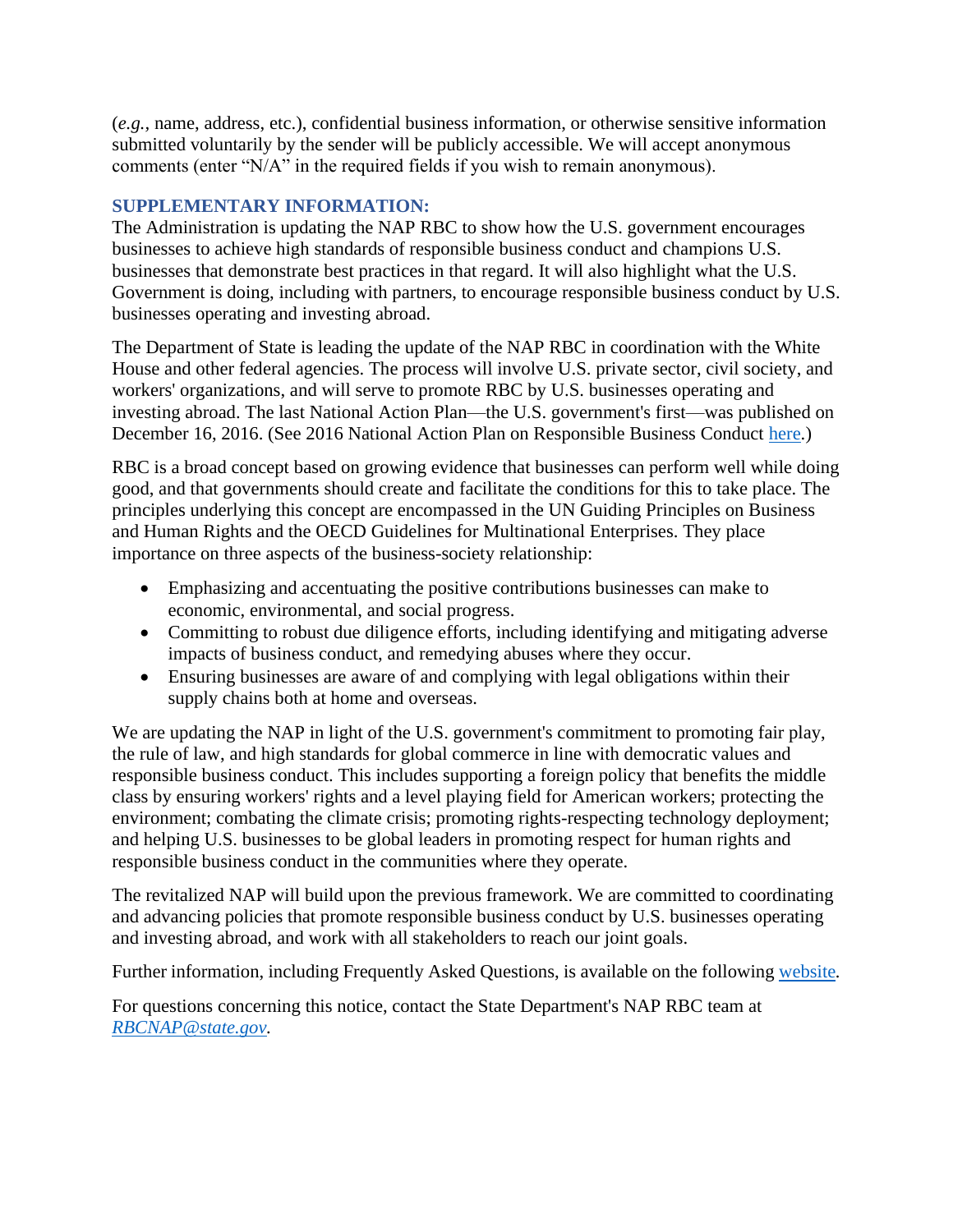(*e.g.*, name, address, etc.), confidential business information, or otherwise sensitive information submitted voluntarily by the sender will be publicly accessible. We will accept anonymous comments (enter "N/A" in the required fields if you wish to remain anonymous).

## SUPPLEMENTARY INFORMATION:

The Administration is updating the NAP RBC to show how the U.S. government encourages businesses to achieve high standards of responsible business conduct and champions U.S. businesses that demonstrate best practices in that regard. It will also highlight what the U.S. Government is doing, including with partners, to encourage responsible business conduct by U.S. businesses operating and investing abroad.

The Department of State is leading the update of the NAP RBC in coordination with the White House and other federal agencies. The process will involve U.S. private sector, civil society, and workers' organizations, and will serve to promote RBC by U.S. businesses operating and investing abroad. The last National Action Plan—the U.S. government's first—was published on December 16, 2016. (See 2016 National Action Plan on Responsible Business Conduct here.)

RBC is a broad concept based on growing evidence that businesses can perform well while doing good, and that governments should create and facilitate the conditions for this to take place. The principles underlying this concept are encompassed in the UN Guiding Principles on Business and Human Rights and the OECD Guidelines for Multinational Enterprises. They place importance on three aspects of the business-society relationship:

- Emphasizing and accentuating the positive contributions businesses can make to economic, environmental, and social progress.
- Committing to robust due diligence efforts, including identifying and mitigating adverse impacts of business conduct, and remedying abuses where they occur.
- Ensuring businesses are aware of and complying with legal obligations within their supply chains both at home and overseas.

We are updating the NAP in light of the U.S. government's commitment to promoting fair play, the rule of law, and high standards for global commerce in line with democratic values and responsible business conduct. This includes supporting a foreign policy that benefits the middle class by ensuring workers' rights and a level playing field for American workers; protecting the environment; combating the climate crisis; promoting rights-respecting technology deployment; and helping U.S. businesses to be global leaders in promoting respect for human rights and responsible business conduct in the communities where they operate.

The revitalized NAP will build upon the previous framework. We are committed to coordinating and advancing policies that promote responsible business conduct by U.S. businesses operating and investing abroad, and work with all stakeholders to reach our joint goals.

Further information, including Frequently Asked Questions, is available on the following website.

For questions concerning this notice, contact the State Department's NAP RBC team at *RBCNAP@state.gov*.